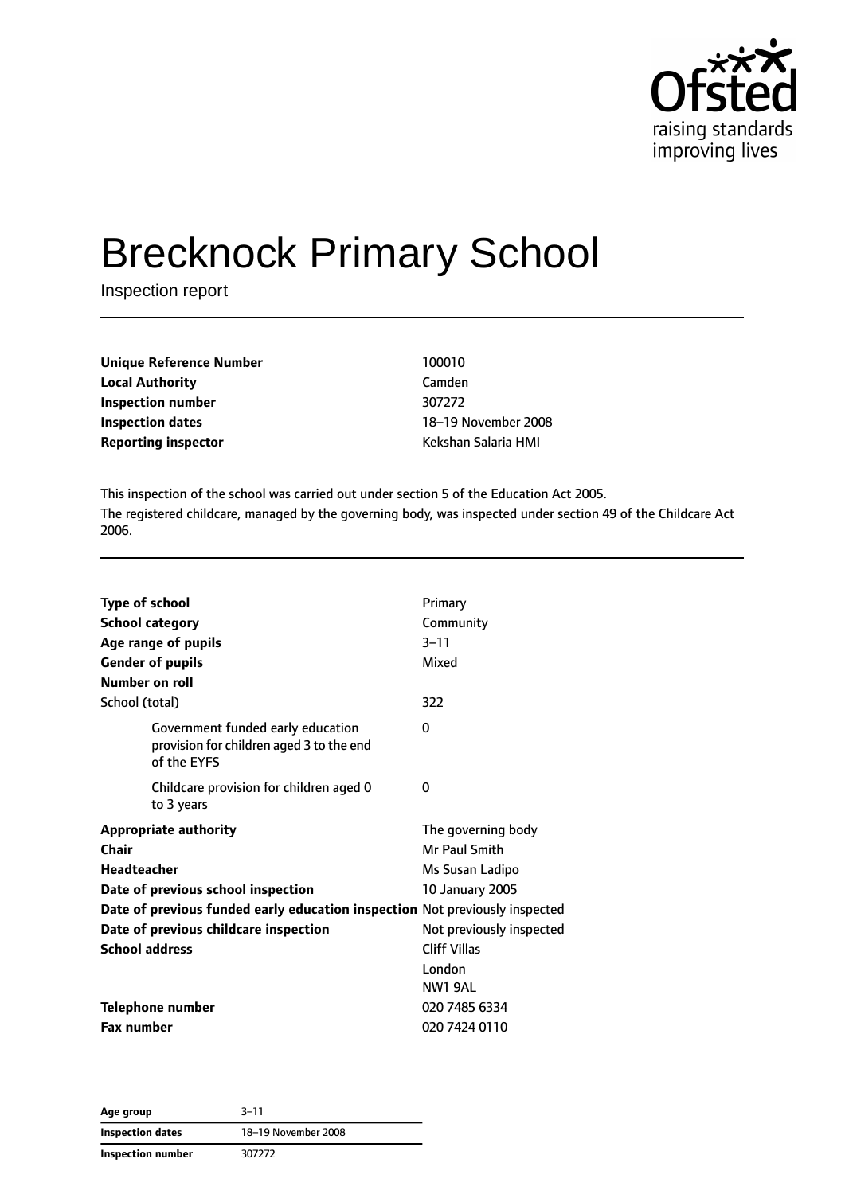# Brecknock Primary School

Inspection report

| | |
|---|---|
| **Unique Reference Number** | 100010 |
| **Local Authority** | Camden |
| **Inspection number** | 307272 |
| **Inspection dates** | 18–19 November 2008 |
| **Reporting inspector** | Kekshan Salaria HMI |

This inspection of the school was carried out under section 5 of the Education Act 2005.

The registered childcare, managed by the governing body, was inspected under section 49 of the Childcare Act 2006.

| | |
|---|---|
| **Type of school** | Primary |
| **School category** | Community |
| **Age range of pupils** | 3–11 |
| **Gender of pupils** | Mixed |
| **Number on roll** | |
| School (total) | 322 |
| Government funded early education provision for children aged 3 to the end of the EYFS | 0 |
| Childcare provision for children aged 0 to 3 years | 0 |
| **Appropriate authority** | The governing body |
| **Chair** | Mr Paul Smith |
| **Headteacher** | Ms Susan Ladipo |
| **Date of previous school inspection** | 10 January 2005 |
| **Date of previous funded early education inspection** | Not previously inspected |
| **Date of previous childcare inspection** | Not previously inspected |
| **School address** | Cliff Villas<br>London<br>NW1 9AL |
| **Telephone number** | 020 7485 6334 |
| **Fax number** | 020 7424 0110 |

| | |
|---|---|
| **Age group** | 3–11 |
| **Inspection dates** | 18–19 November 2008 |
| **Inspection number** | 307272 |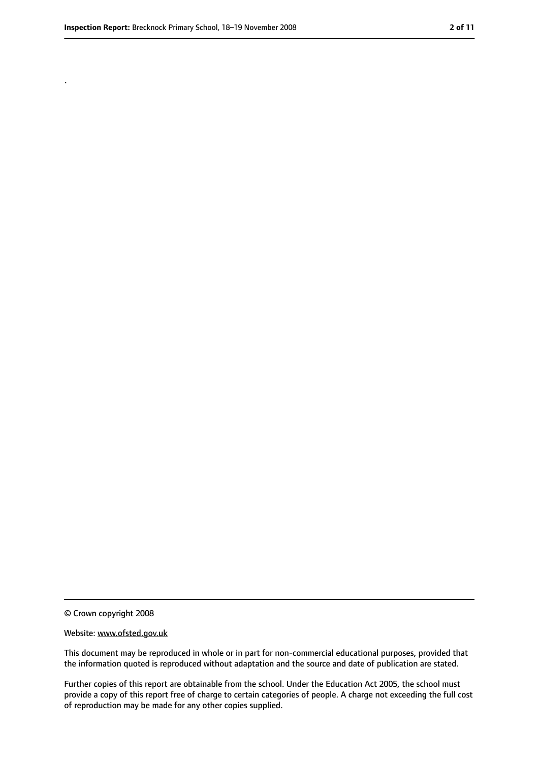.

© Crown copyright 2008

Website: www.ofsted.gov.uk

This document may be reproduced in whole or in part for non-commercial educational purposes, provided that the information quoted is reproduced without adaptation and the source and date of publication are stated.

Further copies of this report are obtainable from the school. Under the Education Act 2005, the school must provide a copy of this report free of charge to certain categories of people. A charge not exceeding the full cost of reproduction may be made for any other copies supplied.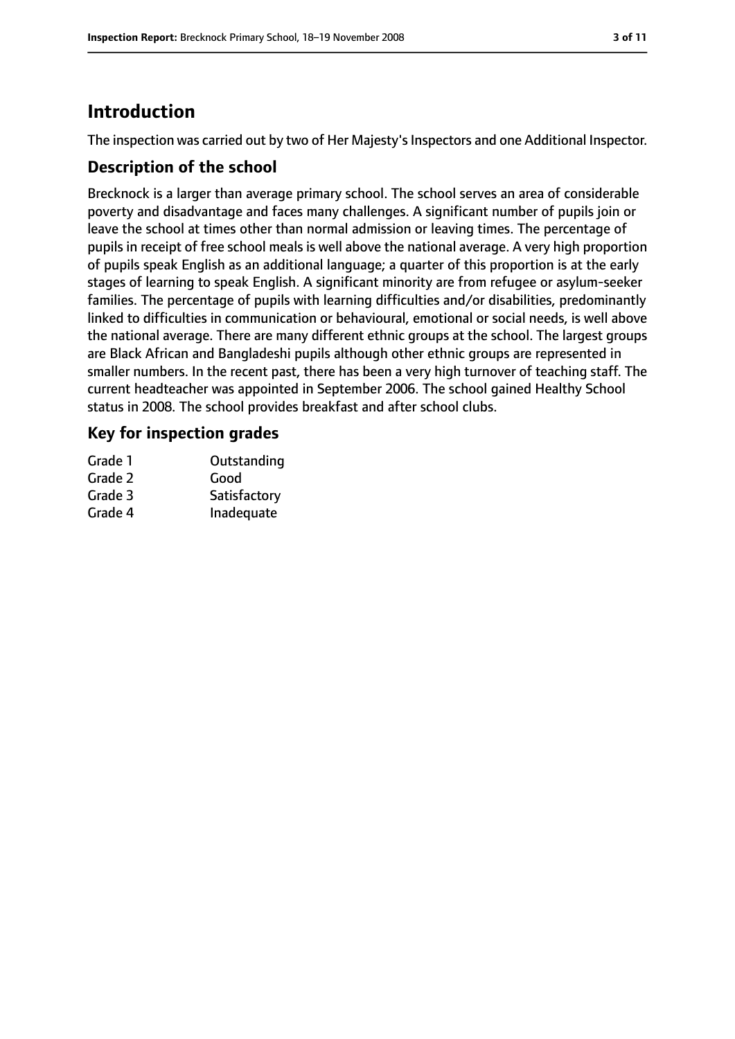# Introduction

The inspection was carried out by two of Her Majesty's Inspectors and one Additional Inspector.

## Description of the school

Brecknock is a larger than average primary school. The school serves an area of considerable poverty and disadvantage and faces many challenges. A significant number of pupils join or leave the school at times other than normal admission or leaving times. The percentage of pupils in receipt of free school meals is well above the national average. A very high proportion of pupils speak English as an additional language; a quarter of this proportion is at the early stages of learning to speak English. A significant minority are from refugee or asylum-seeker families. The percentage of pupils with learning difficulties and/or disabilities, predominantly linked to difficulties in communication or behavioural, emotional or social needs, is well above the national average. There are many different ethnic groups at the school. The largest groups are Black African and Bangladeshi pupils although other ethnic groups are represented in smaller numbers. In the recent past, there has been a very high turnover of teaching staff. The current headteacher was appointed in September 2006. The school gained Healthy School status in 2008. The school provides breakfast and after school clubs.

## Key for inspection grades

| | |
|---|---|
| Grade 1 | Outstanding |
| Grade 2 | Good |
| Grade 3 | Satisfactory |
| Grade 4 | Inadequate |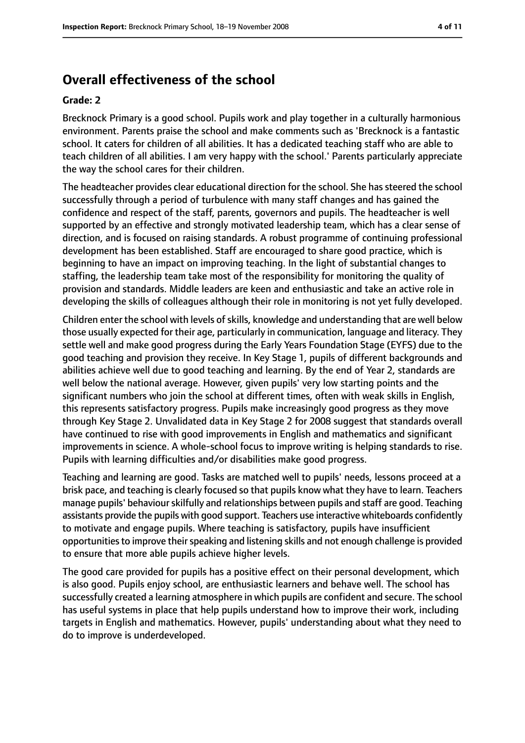## Overall effectiveness of the school

**Grade: 2**

Brecknock Primary is a good school. Pupils work and play together in a culturally harmonious environment. Parents praise the school and make comments such as 'Brecknock is a fantastic school. It caters for children of all abilities. It has a dedicated teaching staff who are able to teach children of all abilities. I am very happy with the school.' Parents particularly appreciate the way the school cares for their children.

The headteacher provides clear educational direction for the school. She has steered the school successfully through a period of turbulence with many staff changes and has gained the confidence and respect of the staff, parents, governors and pupils. The headteacher is well supported by an effective and strongly motivated leadership team, which has a clear sense of direction, and is focused on raising standards. A robust programme of continuing professional development has been established. Staff are encouraged to share good practice, which is beginning to have an impact on improving teaching. In the light of substantial changes to staffing, the leadership team take most of the responsibility for monitoring the quality of provision and standards. Middle leaders are keen and enthusiastic and take an active role in developing the skills of colleagues although their role in monitoring is not yet fully developed.

Children enter the school with levels of skills, knowledge and understanding that are well below those usually expected for their age, particularly in communication, language and literacy. They settle well and make good progress during the Early Years Foundation Stage (EYFS) due to the good teaching and provision they receive. In Key Stage 1, pupils of different backgrounds and abilities achieve well due to good teaching and learning. By the end of Year 2, standards are well below the national average. However, given pupils' very low starting points and the significant numbers who join the school at different times, often with weak skills in English, this represents satisfactory progress. Pupils make increasingly good progress as they move through Key Stage 2. Unvalidated data in Key Stage 2 for 2008 suggest that standards overall have continued to rise with good improvements in English and mathematics and significant improvements in science. A whole-school focus to improve writing is helping standards to rise. Pupils with learning difficulties and/or disabilities make good progress.

Teaching and learning are good. Tasks are matched well to pupils' needs, lessons proceed at a brisk pace, and teaching is clearly focused so that pupils know what they have to learn. Teachers manage pupils' behaviour skilfully and relationships between pupils and staff are good. Teaching assistants provide the pupils with good support. Teachers use interactive whiteboards confidently to motivate and engage pupils. Where teaching is satisfactory, pupils have insufficient opportunities to improve their speaking and listening skills and not enough challenge is provided to ensure that more able pupils achieve higher levels.

The good care provided for pupils has a positive effect on their personal development, which is also good. Pupils enjoy school, are enthusiastic learners and behave well. The school has successfully created a learning atmosphere in which pupils are confident and secure. The school has useful systems in place that help pupils understand how to improve their work, including targets in English and mathematics. However, pupils' understanding about what they need to do to improve is underdeveloped.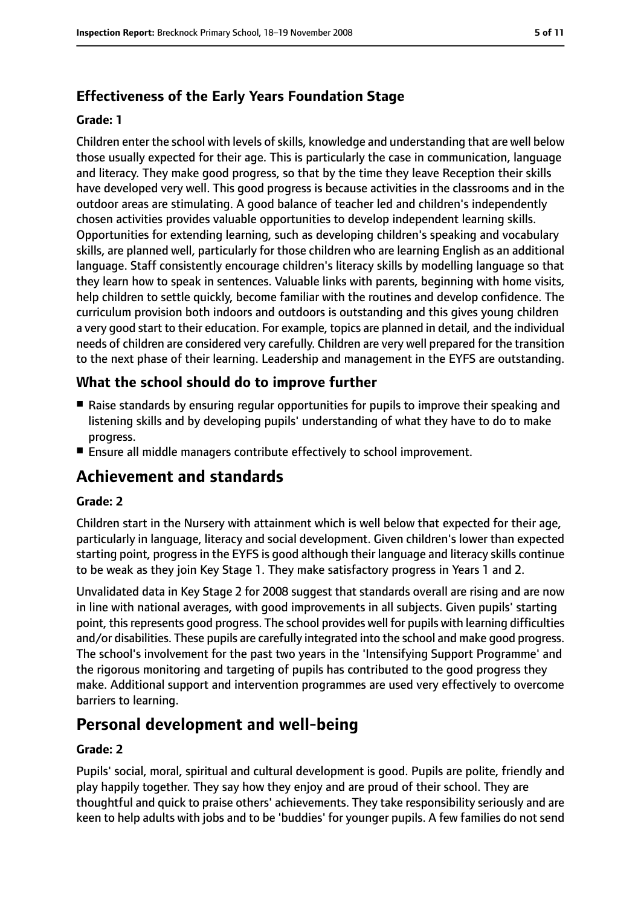### Effectiveness of the Early Years Foundation Stage

#### Grade: 1

Children enter the school with levels of skills, knowledge and understanding that are well below those usually expected for their age. This is particularly the case in communication, language and literacy. They make good progress, so that by the time they leave Reception their skills have developed very well. This good progress is because activities in the classrooms and in the outdoor areas are stimulating. A good balance of teacher led and children's independently chosen activities provides valuable opportunities to develop independent learning skills. Opportunities for extending learning, such as developing children's speaking and vocabulary skills, are planned well, particularly for those children who are learning English as an additional language. Staff consistently encourage children's literacy skills by modelling language so that they learn how to speak in sentences. Valuable links with parents, beginning with home visits, help children to settle quickly, become familiar with the routines and develop confidence. The curriculum provision both indoors and outdoors is outstanding and this gives young children a very good start to their education. For example, topics are planned in detail, and the individual needs of children are considered very carefully. Children are very well prepared for the transition to the next phase of their learning. Leadership and management in the EYFS are outstanding.

### What the school should do to improve further

- Raise standards by ensuring regular opportunities for pupils to improve their speaking and listening skills and by developing pupils' understanding of what they have to do to make progress.
- Ensure all middle managers contribute effectively to school improvement.

## Achievement and standards

#### Grade: 2

Children start in the Nursery with attainment which is well below that expected for their age, particularly in language, literacy and social development. Given children's lower than expected starting point, progress in the EYFS is good although their language and literacy skills continue to be weak as they join Key Stage 1. They make satisfactory progress in Years 1 and 2.

Unvalidated data in Key Stage 2 for 2008 suggest that standards overall are rising and are now in line with national averages, with good improvements in all subjects. Given pupils' starting point, this represents good progress. The school provides well for pupils with learning difficulties and/or disabilities. These pupils are carefully integrated into the school and make good progress. The school's involvement for the past two years in the 'Intensifying Support Programme' and the rigorous monitoring and targeting of pupils has contributed to the good progress they make. Additional support and intervention programmes are used very effectively to overcome barriers to learning.

## Personal development and well-being

#### Grade: 2

Pupils' social, moral, spiritual and cultural development is good. Pupils are polite, friendly and play happily together. They say how they enjoy and are proud of their school. They are thoughtful and quick to praise others' achievements. They take responsibility seriously and are keen to help adults with jobs and to be 'buddies' for younger pupils. A few families do not send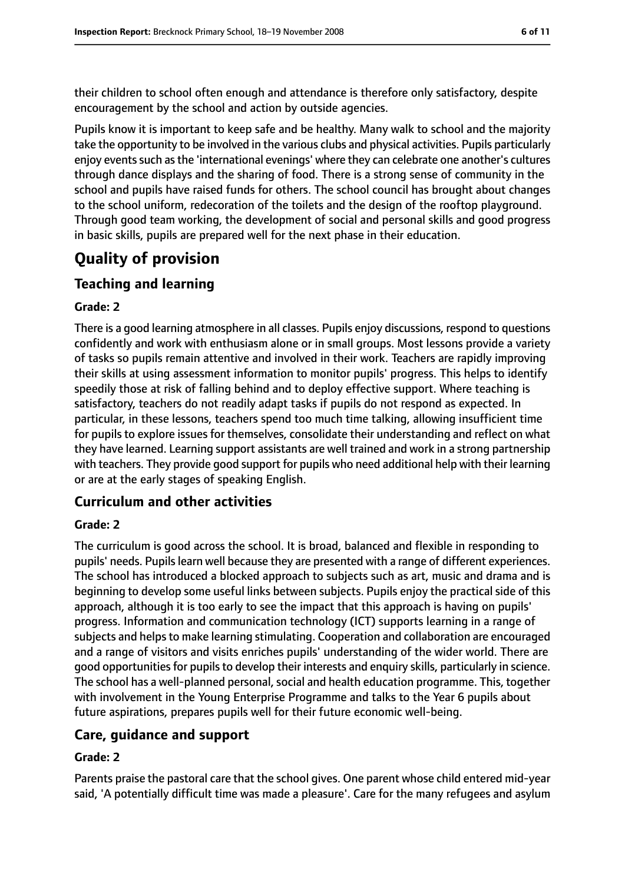their children to school often enough and attendance is therefore only satisfactory, despite encouragement by the school and action by outside agencies.

Pupils know it is important to keep safe and be healthy. Many walk to school and the majority take the opportunity to be involved in the various clubs and physical activities. Pupils particularly enjoy events such as the 'international evenings' where they can celebrate one another's cultures through dance displays and the sharing of food. There is a strong sense of community in the school and pupils have raised funds for others. The school council has brought about changes to the school uniform, redecoration of the toilets and the design of the rooftop playground. Through good team working, the development of social and personal skills and good progress in basic skills, pupils are prepared well for the next phase in their education.

# Quality of provision

## Teaching and learning

### Grade: 2

There is a good learning atmosphere in all classes. Pupils enjoy discussions, respond to questions confidently and work with enthusiasm alone or in small groups. Most lessons provide a variety of tasks so pupils remain attentive and involved in their work. Teachers are rapidly improving their skills at using assessment information to monitor pupils' progress. This helps to identify speedily those at risk of falling behind and to deploy effective support. Where teaching is satisfactory, teachers do not readily adapt tasks if pupils do not respond as expected. In particular, in these lessons, teachers spend too much time talking, allowing insufficient time for pupils to explore issues for themselves, consolidate their understanding and reflect on what they have learned. Learning support assistants are well trained and work in a strong partnership with teachers. They provide good support for pupils who need additional help with their learning or are at the early stages of speaking English.

## Curriculum and other activities

### Grade: 2

The curriculum is good across the school. It is broad, balanced and flexible in responding to pupils' needs. Pupils learn well because they are presented with a range of different experiences. The school has introduced a blocked approach to subjects such as art, music and drama and is beginning to develop some useful links between subjects. Pupils enjoy the practical side of this approach, although it is too early to see the impact that this approach is having on pupils' progress. Information and communication technology (ICT) supports learning in a range of subjects and helps to make learning stimulating. Cooperation and collaboration are encouraged and a range of visitors and visits enriches pupils' understanding of the wider world. There are good opportunities for pupils to develop their interests and enquiry skills, particularly in science. The school has a well-planned personal, social and health education programme. This, together with involvement in the Young Enterprise Programme and talks to the Year 6 pupils about future aspirations, prepares pupils well for their future economic well-being.

## Care, guidance and support

### Grade: 2

Parents praise the pastoral care that the school gives. One parent whose child entered mid-year said, 'A potentially difficult time was made a pleasure'. Care for the many refugees and asylum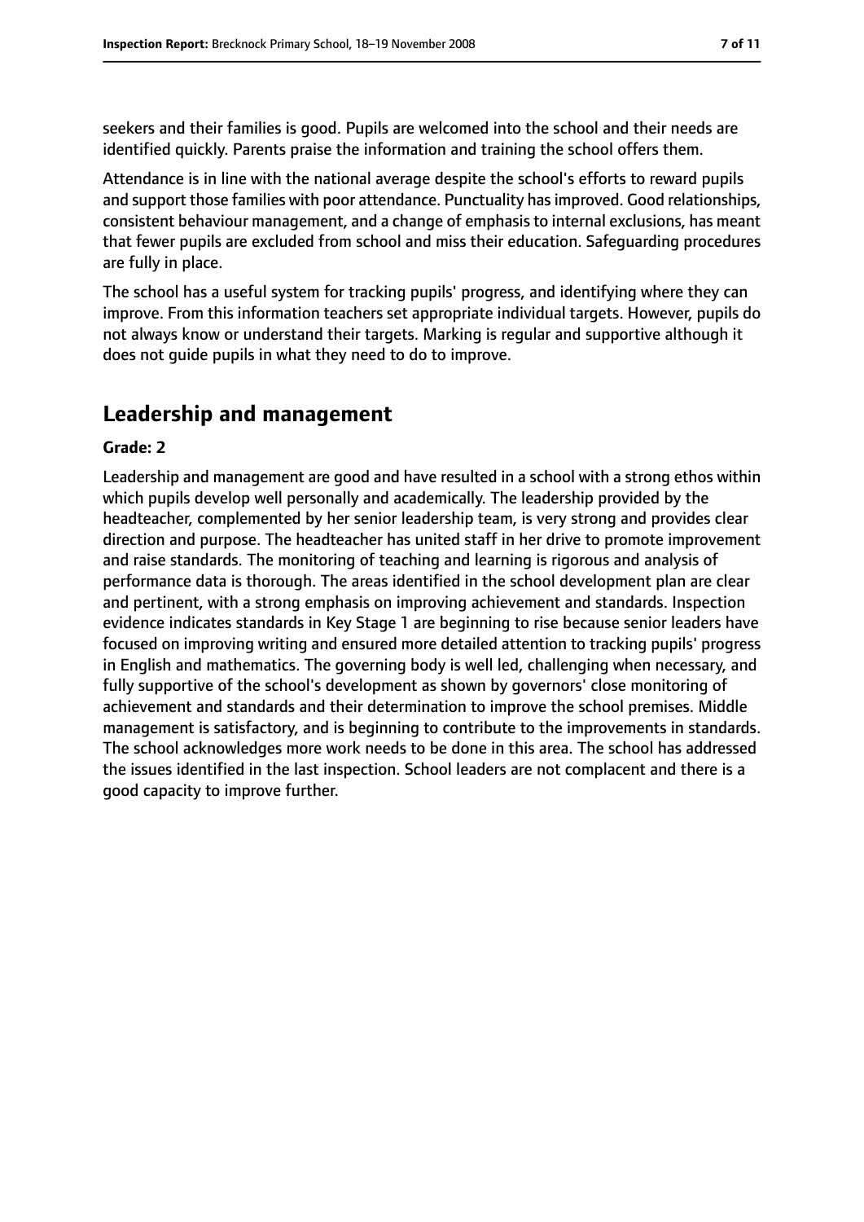seekers and their families is good. Pupils are welcomed into the school and their needs are identified quickly. Parents praise the information and training the school offers them.

Attendance is in line with the national average despite the school's efforts to reward pupils and support those families with poor attendance. Punctuality has improved. Good relationships, consistent behaviour management, and a change of emphasis to internal exclusions, has meant that fewer pupils are excluded from school and miss their education. Safeguarding procedures are fully in place.

The school has a useful system for tracking pupils' progress, and identifying where they can improve. From this information teachers set appropriate individual targets. However, pupils do not always know or understand their targets. Marking is regular and supportive although it does not guide pupils in what they need to do to improve.

## Leadership and management

**Grade: 2**

Leadership and management are good and have resulted in a school with a strong ethos within which pupils develop well personally and academically. The leadership provided by the headteacher, complemented by her senior leadership team, is very strong and provides clear direction and purpose. The headteacher has united staff in her drive to promote improvement and raise standards. The monitoring of teaching and learning is rigorous and analysis of performance data is thorough. The areas identified in the school development plan are clear and pertinent, with a strong emphasis on improving achievement and standards. Inspection evidence indicates standards in Key Stage 1 are beginning to rise because senior leaders have focused on improving writing and ensured more detailed attention to tracking pupils' progress in English and mathematics. The governing body is well led, challenging when necessary, and fully supportive of the school's development as shown by governors' close monitoring of achievement and standards and their determination to improve the school premises. Middle management is satisfactory, and is beginning to contribute to the improvements in standards. The school acknowledges more work needs to be done in this area. The school has addressed the issues identified in the last inspection. School leaders are not complacent and there is a good capacity to improve further.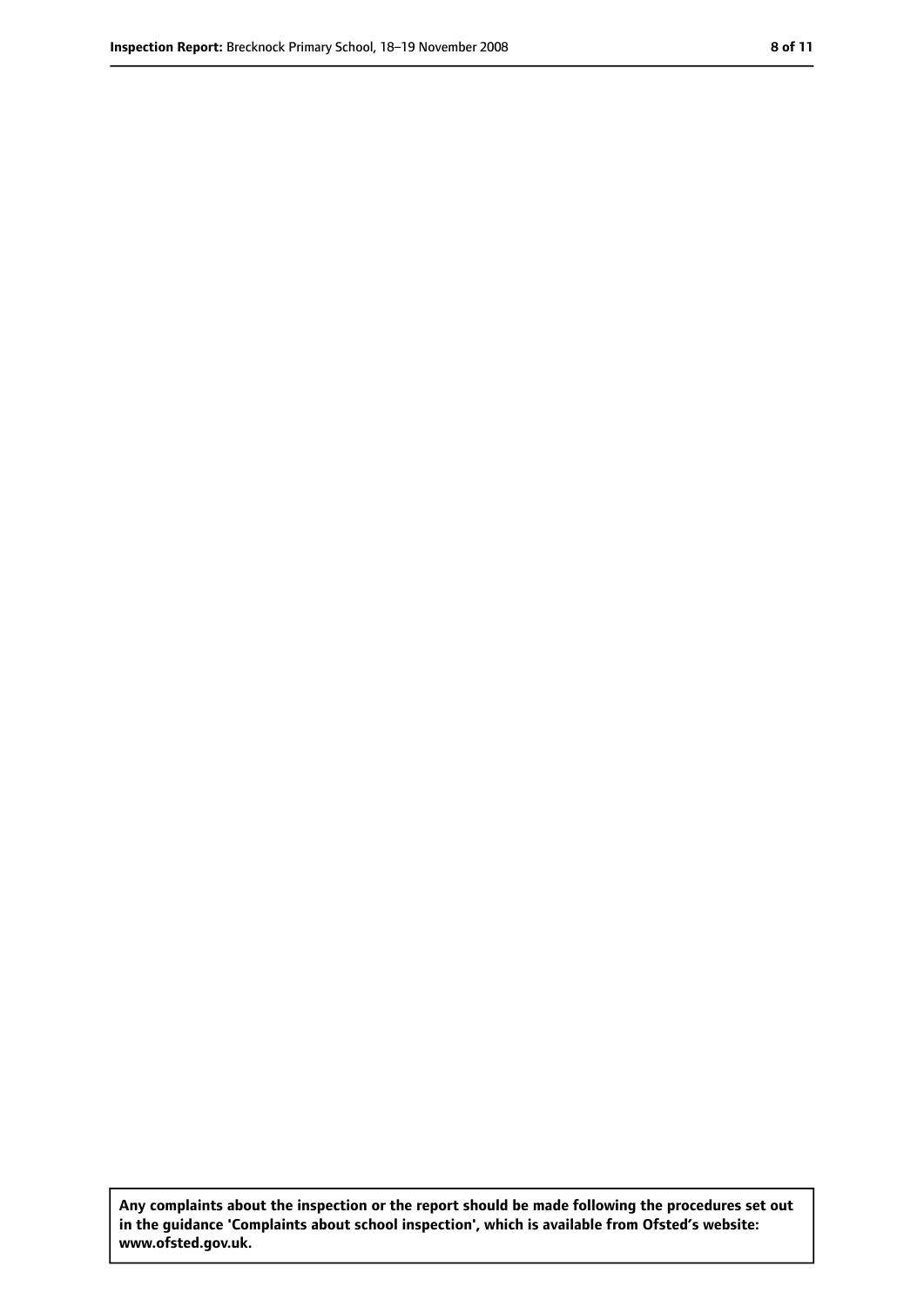**Any complaints about the inspection or the report should be made following the procedures set out in the guidance 'Complaints about school inspection', which is available from Ofsted's website: www.ofsted.gov.uk.**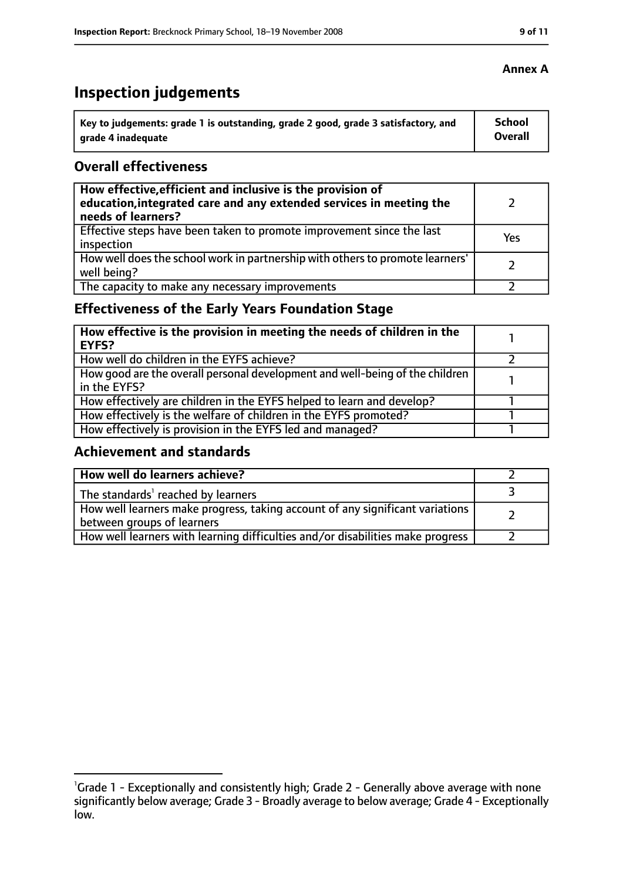**Annex A**

# Inspection judgements

| Key to judgements: grade 1 is outstanding, grade 2 good, grade 3 satisfactory, and grade 4 inadequate | School Overall |
|---|---|

## Overall effectiveness

| | |
|---|---|
| **How effective, efficient and inclusive is the provision of education, integrated care and any extended services in meeting the needs of learners?** | 2 |
| Effective steps have been taken to promote improvement since the last inspection | Yes |
| How well does the school work in partnership with others to promote learners' well being? | 2 |
| The capacity to make any necessary improvements | 2 |

## Effectiveness of the Early Years Foundation Stage

| | |
|---|---|
| **How effective is the provision in meeting the needs of children in the EYFS?** | 1 |
| How well do children in the EYFS achieve? | 2 |
| How good are the overall personal development and well-being of the children in the EYFS? | 1 |
| How effectively are children in the EYFS helped to learn and develop? | 1 |
| How effectively is the welfare of children in the EYFS promoted? | 1 |
| How effectively is provision in the EYFS led and managed? | 1 |

## Achievement and standards

| | |
|---|---|
| **How well do learners achieve?** | 2 |
| The standards[1] reached by learners | 3 |
| How well learners make progress, taking account of any significant variations between groups of learners | 2 |
| How well learners with learning difficulties and/or disabilities make progress | 2 |

[1]Grade 1 - Exceptionally and consistently high; Grade 2 - Generally above average with none significantly below average; Grade 3 - Broadly average to below average; Grade 4 - Exceptionally low.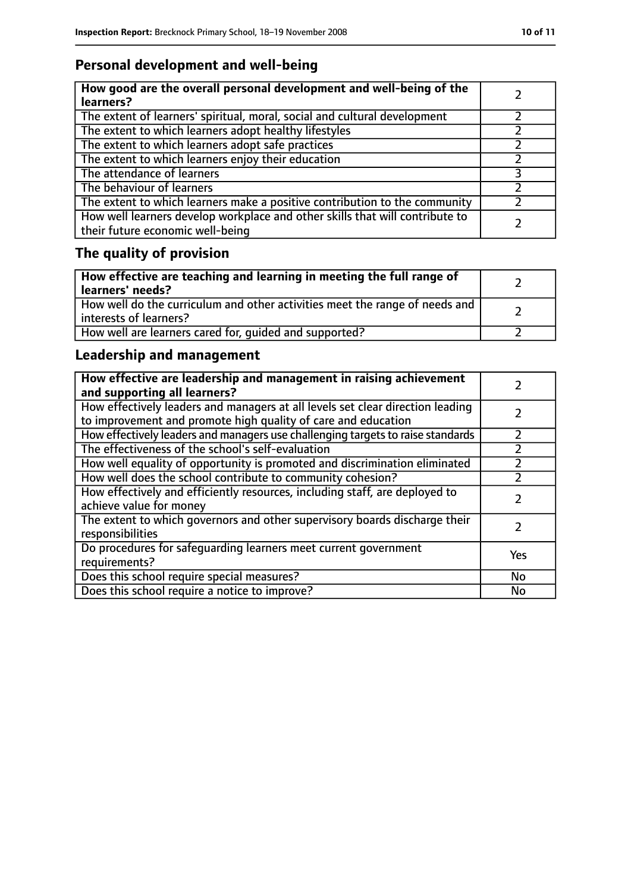## Personal development and well-being

| **How good are the overall personal development and well-being of the learners?** | 2 |
|---|---|
| The extent of learners' spiritual, moral, social and cultural development | 2 |
| The extent to which learners adopt healthy lifestyles | 2 |
| The extent to which learners adopt safe practices | 2 |
| The extent to which learners enjoy their education | 2 |
| The attendance of learners | 3 |
| The behaviour of learners | 2 |
| The extent to which learners make a positive contribution to the community | 2 |
| How well learners develop workplace and other skills that will contribute to their future economic well-being | 2 |

## The quality of provision

| **How effective are teaching and learning in meeting the full range of learners' needs?** | 2 |
|---|---|
| How well do the curriculum and other activities meet the range of needs and interests of learners? | 2 |
| How well are learners cared for, guided and supported? | 2 |

## Leadership and management

| **How effective are leadership and management in raising achievement and supporting all learners?** | 2 |
|---|---|
| How effectively leaders and managers at all levels set clear direction leading to improvement and promote high quality of care and education | 2 |
| How effectively leaders and managers use challenging targets to raise standards | 2 |
| The effectiveness of the school's self-evaluation | 2 |
| How well equality of opportunity is promoted and discrimination eliminated | 2 |
| How well does the school contribute to community cohesion? | 2 |
| How effectively and efficiently resources, including staff, are deployed to achieve value for money | 2 |
| The extent to which governors and other supervisory boards discharge their responsibilities | 2 |
| Do procedures for safeguarding learners meet current government requirements? | Yes |
| Does this school require special measures? | No |
| Does this school require a notice to improve? | No |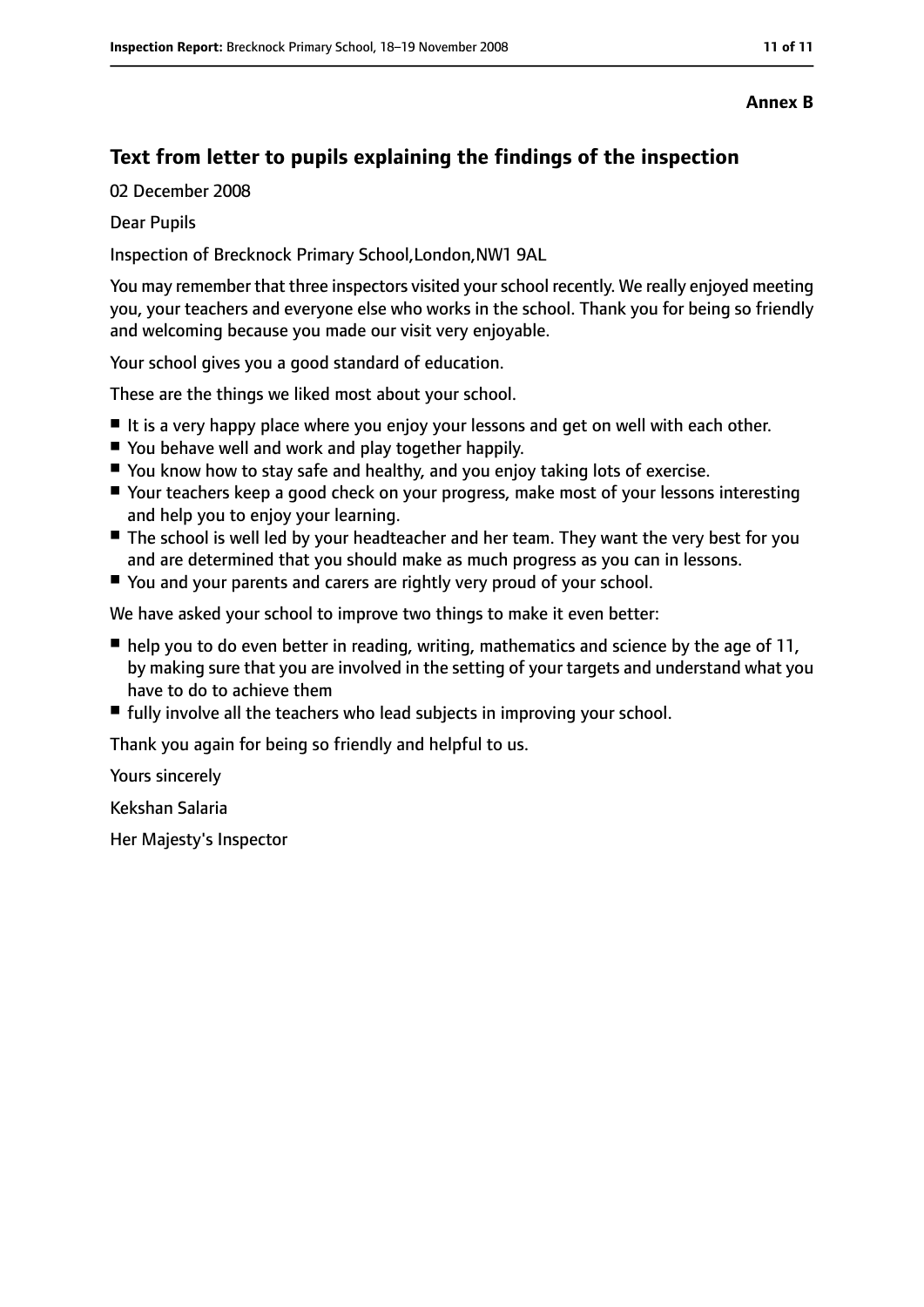**Annex B**

## Text from letter to pupils explaining the findings of the inspection

02 December 2008

Dear Pupils

Inspection of Brecknock Primary School,London,NW1 9AL

You may remember that three inspectors visited your school recently. We really enjoyed meeting you, your teachers and everyone else who works in the school. Thank you for being so friendly and welcoming because you made our visit very enjoyable.

Your school gives you a good standard of education.

These are the things we liked most about your school.

- It is a very happy place where you enjoy your lessons and get on well with each other.
- You behave well and work and play together happily.
- You know how to stay safe and healthy, and you enjoy taking lots of exercise.
- Your teachers keep a good check on your progress, make most of your lessons interesting and help you to enjoy your learning.
- The school is well led by your headteacher and her team. They want the very best for you and are determined that you should make as much progress as you can in lessons.
- You and your parents and carers are rightly very proud of your school.

We have asked your school to improve two things to make it even better:

- help you to do even better in reading, writing, mathematics and science by the age of 11, by making sure that you are involved in the setting of your targets and understand what you have to do to achieve them
- fully involve all the teachers who lead subjects in improving your school.

Thank you again for being so friendly and helpful to us.

Yours sincerely

Kekshan Salaria

Her Majesty's Inspector